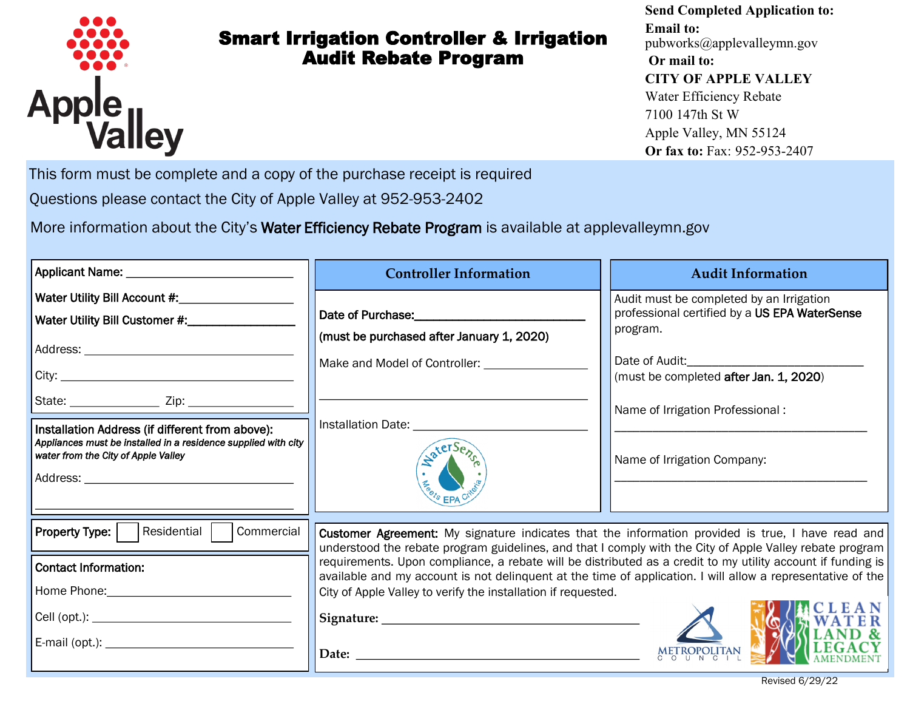# Smart Irrigation Controller & Irrigation Audit Rebate Program

**Send Completed Application to:**

**Email to:** pubworks@applevalleymn.gov

**Or mail to:**

**CITY OF APPLE VALLEY**
Water Efficiency Rebate
7100 147th St W
Apple Valley, MN 55124

**Or fax to:** Fax: 952-953-2407

This form must be complete and a copy of the purchase receipt is required

Questions please contact the City of Apple Valley at 952-953-2402

More information about the City's **Water Efficiency Rebate Program** is available at applevalleymn.gov

**Applicant Name:** ___________________________

**Water Utility Bill Account #:** ________________

**Water Utility Bill Customer #:** _______________

Address: _________________________________

City: ____________________________________

State: _____________ Zip: _______________

**Installation Address (if different from above):**
***Appliances must be installed in a residence supplied with city water from the City of Apple Valley***

Address: _________________________________

__________________________________________

**Property Type:** ☐ Residential ☐ Commercial

**Contact Information:**

Home Phone: ______________________________

Cell (opt.): ________________________________

E-mail (opt.): ______________________________

## Controller Information

**Date of Purchase:** ___________________________

**(must be purchased after January 1, 2020)**

Make and Model of Controller: _______________

__________________________________________

Installation Date: ___________________________

WaterSense Meets EPA Criteria

## Audit Information

Audit must be completed by an Irrigation professional certified by a **US EPA WaterSense** program.

Date of Audit: ___________________________

(must be completed **after Jan. 1, 2020**)

Name of Irrigation Professional :

__________________________________________

Name of Irrigation Company:

__________________________________________

**Customer Agreement:** My signature indicates that the information provided is true, I have read and understood the rebate program guidelines, and that I comply with the City of Apple Valley rebate program requirements. Upon compliance, a rebate will be distributed as a credit to my utility account if funding is available and my account is not delinquent at the time of application. I will allow a representative of the City of Apple Valley to verify the installation if requested.

**Signature:** ____________________________________

**Date:** ________________________________________

Metropolitan Council

Clean Water Land & Legacy Amendment

Revised 6/29/22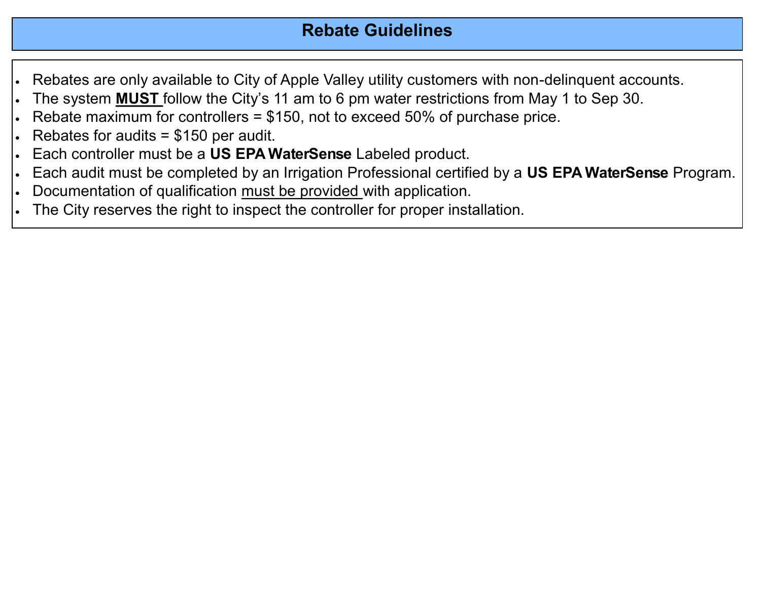## Rebate Guidelines

- Rebates are only available to City of Apple Valley utility customers with non-delinquent accounts.
- The system **MUST** follow the City's 11 am to 6 pm water restrictions from May 1 to Sep 30.
- Rebate maximum for controllers = $150, not to exceed 50% of purchase price.
- Rebates for audits = $150 per audit.
- Each controller must be a **US EPA WaterSense** Labeled product.
- Each audit must be completed by an Irrigation Professional certified by a **US EPA WaterSense** Program.
- Documentation of qualification must be provided with application.
- The City reserves the right to inspect the controller for proper installation.